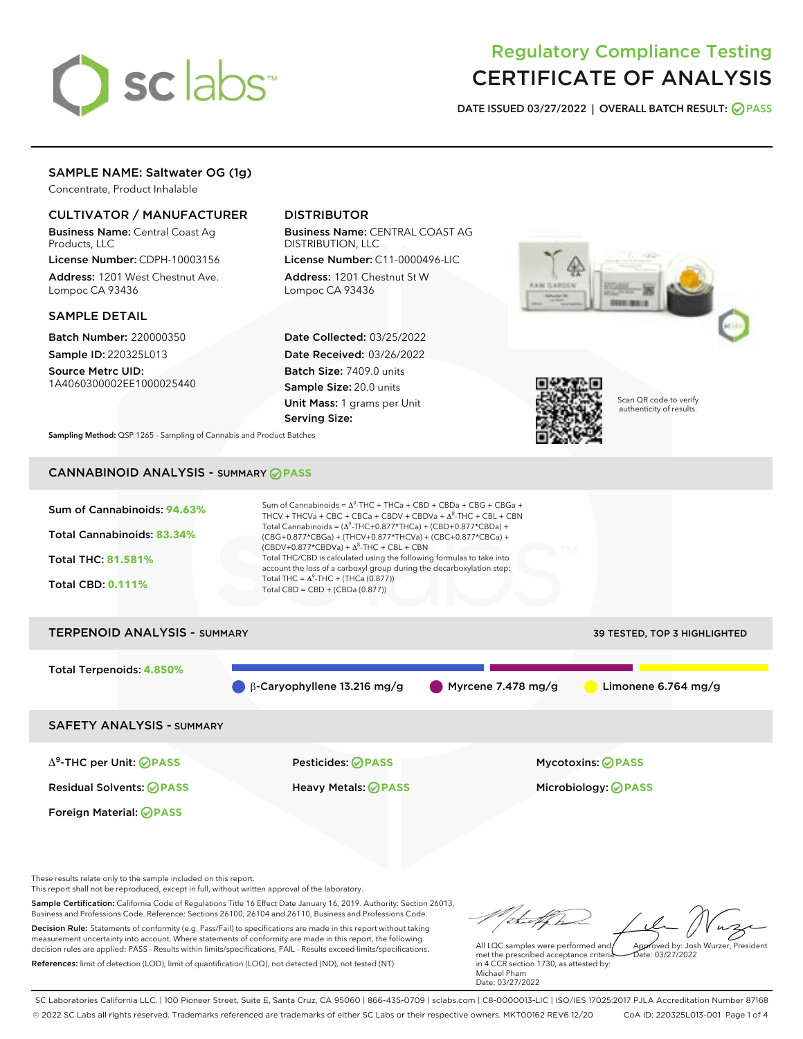# Regulatory Compliance Testing
# CERTIFICATE OF ANALYSIS

**DATE ISSUED 03/27/2022 | OVERALL BATCH RESULT: PASS**

## SAMPLE NAME: Saltwater OG (1g)

Concentrate, Product Inhalable

### CULTIVATOR / MANUFACTURER

**Business Name:** Central Coast Ag Products, LLC
**License Number:** CDPH-10003156
**Address:** 1201 West Chestnut Ave. Lompoc CA 93436

### DISTRIBUTOR

**Business Name:** CENTRAL COAST AG DISTRIBUTION, LLC
**License Number:** C11-0000496-LIC
**Address:** 1201 Chestnut St W Lompoc CA 93436

### SAMPLE DETAIL

**Batch Number:** 220000350
**Sample ID:** 220325L013
**Source Metrc UID:** 1A4060300002EE1000025440

**Date Collected:** 03/25/2022
**Date Received:** 03/26/2022
**Batch Size:** 7409.0 units
**Sample Size:** 20.0 units
**Unit Mass:** 1 grams per Unit
**Serving Size:**

Scan QR code to verify authenticity of results.

**Sampling Method:** QSP 1265 - Sampling of Cannabis and Product Batches

## CANNABINOID ANALYSIS - SUMMARY PASS

**Sum of Cannabinoids:** 94.63%
**Total Cannabinoids:** 83.34%
**Total THC:** 81.581%
**Total CBD:** 0.111%

Sum of Cannabinoids = $\Delta^9$-THC + THCa + CBD + CBDa + CBG + CBGa + THCV + THCVa + CBC + CBCa + CBDV + CBDVa + $\Delta^8$-THC + CBL + CBN
Total Cannabinoids = ($\Delta^9$-THC+0.877*THCa) + (CBD+0.877*CBDa) + (CBG+0.877*CBGa) + (THCV+0.877*THCVa) + (CBC+0.877*CBCa) + (CBDV+0.877*CBDVa) + $\Delta^8$-THC + CBL + CBN
Total THC/CBD is calculated using the following formulas to take into account the loss of a carboxyl group during the decarboxylation step:
Total THC = $\Delta^9$-THC + (THCa (0.877))
Total CBD = CBD + (CBDa (0.877))

## TERPENOID ANALYSIS - SUMMARY

39 TESTED, TOP 3 HIGHLIGHTED

**Total Terpenoids:** 4.850%

β-Caryophyllene 13.216 mg/g | Myrcene 7.478 mg/g | Limonene 6.764 mg/g

## SAFETY ANALYSIS - SUMMARY

| | | |
|---|---|---|
| $\Delta^9$-THC per Unit: PASS | Pesticides: PASS | Mycotoxins: PASS |
| Residual Solvents: PASS | Heavy Metals: PASS | Microbiology: PASS |
| Foreign Material: PASS | | |

These results relate only to the sample included on this report.
This report shall not be reproduced, except in full, without written approval of the laboratory.

**Sample Certification:** California Code of Regulations Title 16 Effect Date January 16, 2019. Authority: Section 26013, Business and Professions Code. Reference: Sections 26100, 26104 and 26110, Business and Professions Code.

**Decision Rule:** Statements of conformity (e.g. Pass/Fail) to specifications are made in this report without taking measurement uncertainty into account. Where statements of conformity are made in this report, the following decision rules are applied: PASS - Results within limits/specifications, FAIL - Results exceed limits/specifications.

**References:** limit of detection (LOD), limit of quantification (LOQ), not detected (ND), not tested (NT)

All LQC samples were performed and met the prescribed acceptance criteria in 4 CCR section 1730, as attested by: Michael Pham
Date: 03/27/2022

Approved by: Josh Wurzer, President
Date: 03/27/2022

SC Laboratories California LLC. | 100 Pioneer Street, Suite E, Santa Cruz, CA 95060 | 866-435-0709 | sclabs.com | C8-0000013-LIC | ISO/IES 17025:2017 PJLA Accreditation Number 87168
© 2022 SC Labs all rights reserved. Trademarks referenced are trademarks of either SC Labs or their respective owners. MKT00162 REV6 12/20 CoA ID: 220325L013-001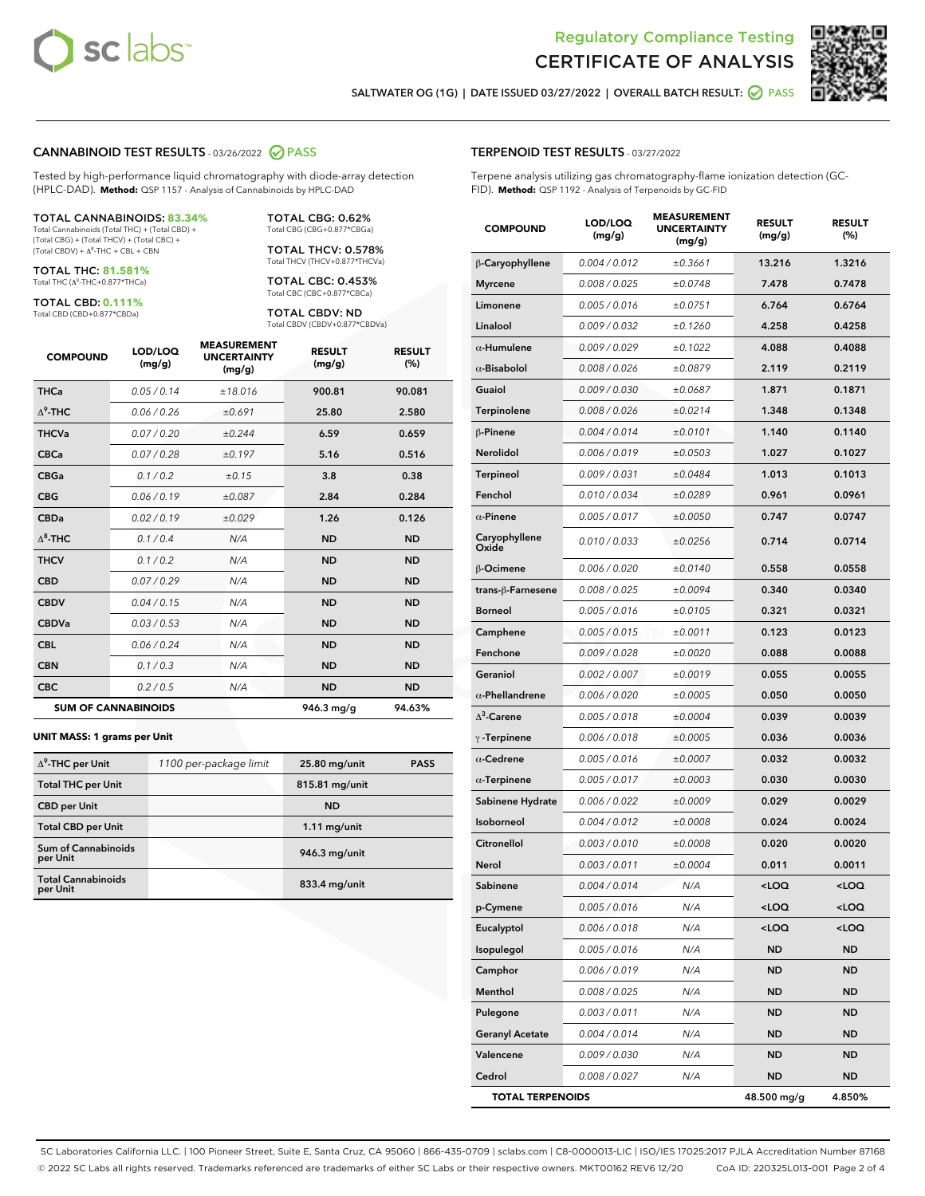# Regulatory Compliance Testing
# CERTIFICATE OF ANALYSIS

SALTWATER OG (1G) | DATE ISSUED 03/27/2022 | OVERALL BATCH RESULT: PASS

## CANNABINOID TEST RESULTS - 03/26/2022 PASS

Tested by high-performance liquid chromatography with diode-array detection (HPLC-DAD). **Method:** QSP 1157 - Analysis of Cannabinoids by HPLC-DAD

**TOTAL CANNABINOIDS: 83.34%**
Total Cannabinoids (Total THC) + (Total CBD) + (Total CBG) + (Total THCV) + (Total CBC) + (Total CBDV) + $\Delta^8$-THC + CBL + CBN

**TOTAL THC: 81.581%**
Total THC ($\Delta^9$-THC+0.877*THCa)

**TOTAL CBD: 0.111%**
Total CBD (CBD+0.877*CBDa)

**TOTAL CBG: 0.62%**
Total CBG (CBG+0.877*CBGa)

**TOTAL THCV: 0.578%**
Total THCV (THCV+0.877*THCVa)

**TOTAL CBC: 0.453%**
Total CBC (CBC+0.877*CBCa)

**TOTAL CBDV: ND**
Total CBDV (CBDV+0.877*CBDVa)

| COMPOUND | LOD/LOQ (mg/g) | MEASUREMENT UNCERTAINTY (mg/g) | RESULT (mg/g) | RESULT (%) |
|---|---|---|---|---|
| THCa | 0.05 / 0.14 | ±18.016 | 900.81 | 90.081 |
| $\Delta^9$-THC | 0.06 / 0.26 | ±0.691 | 25.80 | 2.580 |
| THCVa | 0.07 / 0.20 | ±0.244 | 6.59 | 0.659 |
| CBCa | 0.07 / 0.28 | ±0.197 | 5.16 | 0.516 |
| CBGa | 0.1 / 0.2 | ±0.15 | 3.8 | 0.38 |
| CBG | 0.06 / 0.19 | ±0.087 | 2.84 | 0.284 |
| CBDa | 0.02 / 0.19 | ±0.029 | 1.26 | 0.126 |
| $\Delta^8$-THC | 0.1 / 0.4 | N/A | ND | ND |
| THCV | 0.1 / 0.2 | N/A | ND | ND |
| CBD | 0.07 / 0.29 | N/A | ND | ND |
| CBDV | 0.04 / 0.15 | N/A | ND | ND |
| CBDVa | 0.03 / 0.53 | N/A | ND | ND |
| CBL | 0.06 / 0.24 | N/A | ND | ND |
| CBN | 0.1 / 0.3 | N/A | ND | ND |
| CBC | 0.2 / 0.5 | N/A | ND | ND |
| **SUM OF CANNABINOIDS** | | | **946.3 mg/g** | **94.63%** |

### UNIT MASS: 1 grams per Unit

| | | | |
|---|---|---|---|
| $\Delta^9$-THC per Unit | 1100 per-package limit | 25.80 mg/unit | PASS |
| Total THC per Unit | | 815.81 mg/unit | |
| CBD per Unit | | ND | |
| Total CBD per Unit | | 1.11 mg/unit | |
| Sum of Cannabinoids per Unit | | 946.3 mg/unit | |
| Total Cannabinoids per Unit | | 833.4 mg/unit | |

## TERPENOID TEST RESULTS - 03/27/2022

Terpene analysis utilizing gas chromatography-flame ionization detection (GC-FID). **Method:** QSP 1192 - Analysis of Terpenoids by GC-FID

| COMPOUND | LOD/LOQ (mg/g) | MEASUREMENT UNCERTAINTY (mg/g) | RESULT (mg/g) | RESULT (%) |
|---|---|---|---|---|
| β-Caryophyllene | 0.004 / 0.012 | ±0.3661 | 13.216 | 1.3216 |
| Myrcene | 0.008 / 0.025 | ±0.0748 | 7.478 | 0.7478 |
| Limonene | 0.005 / 0.016 | ±0.0751 | 6.764 | 0.6764 |
| Linalool | 0.009 / 0.032 | ±0.1260 | 4.258 | 0.4258 |
| α-Humulene | 0.009 / 0.029 | ±0.1022 | 4.088 | 0.4088 |
| α-Bisabolol | 0.008 / 0.026 | ±0.0879 | 2.119 | 0.2119 |
| Guaiol | 0.009 / 0.030 | ±0.0687 | 1.871 | 0.1871 |
| Terpinolene | 0.008 / 0.026 | ±0.0214 | 1.348 | 0.1348 |
| β-Pinene | 0.004 / 0.014 | ±0.0101 | 1.140 | 0.1140 |
| Nerolidol | 0.006 / 0.019 | ±0.0503 | 1.027 | 0.1027 |
| Terpineol | 0.009 / 0.031 | ±0.0484 | 1.013 | 0.1013 |
| Fenchol | 0.010 / 0.034 | ±0.0289 | 0.961 | 0.0961 |
| α-Pinene | 0.005 / 0.017 | ±0.0050 | 0.747 | 0.0747 |
| Caryophyllene Oxide | 0.010 / 0.033 | ±0.0256 | 0.714 | 0.0714 |
| β-Ocimene | 0.006 / 0.020 | ±0.0140 | 0.558 | 0.0558 |
| trans-β-Farnesene | 0.008 / 0.025 | ±0.0094 | 0.340 | 0.0340 |
| Borneol | 0.005 / 0.016 | ±0.0105 | 0.321 | 0.0321 |
| Camphene | 0.005 / 0.015 | ±0.0011 | 0.123 | 0.0123 |
| Fenchone | 0.009 / 0.028 | ±0.0020 | 0.088 | 0.0088 |
| Geraniol | 0.002 / 0.007 | ±0.0019 | 0.055 | 0.0055 |
| α-Phellandrene | 0.006 / 0.020 | ±0.0005 | 0.050 | 0.0050 |
| $\Delta^3$-Carene | 0.005 / 0.018 | ±0.0004 | 0.039 | 0.0039 |
| γ-Terpinene | 0.006 / 0.018 | ±0.0005 | 0.036 | 0.0036 |
| α-Cedrene | 0.005 / 0.016 | ±0.0007 | 0.032 | 0.0032 |
| α-Terpinene | 0.005 / 0.017 | ±0.0003 | 0.030 | 0.0030 |
| Sabinene Hydrate | 0.006 / 0.022 | ±0.0009 | 0.029 | 0.0029 |
| Isoborneol | 0.004 / 0.012 | ±0.0008 | 0.024 | 0.0024 |
| Citronellol | 0.003 / 0.010 | ±0.0008 | 0.020 | 0.0020 |
| Nerol | 0.003 / 0.011 | ±0.0004 | 0.011 | 0.0011 |
| Sabinene | 0.004 / 0.014 | N/A | <LOQ | <LOQ |
| p-Cymene | 0.005 / 0.016 | N/A | <LOQ | <LOQ |
| Eucalyptol | 0.006 / 0.018 | N/A | <LOQ | <LOQ |
| Isopulegol | 0.005 / 0.016 | N/A | ND | ND |
| Camphor | 0.006 / 0.019 | N/A | ND | ND |
| Menthol | 0.008 / 0.025 | N/A | ND | ND |
| Pulegone | 0.003 / 0.011 | N/A | ND | ND |
| Geranyl Acetate | 0.004 / 0.014 | N/A | ND | ND |
| Valencene | 0.009 / 0.030 | N/A | ND | ND |
| Cedrol | 0.008 / 0.027 | N/A | ND | ND |
| **TOTAL TERPENOIDS** | | | **48.500 mg/g** | **4.850%** |

SC Laboratories California LLC. | 100 Pioneer Street, Suite E, Santa Cruz, CA 95060 | 866-435-0709 | sclabs.com | C8-0000013-LIC | ISO/IES 17025:2017 PJLA Accreditation Number 87168
© 2022 SC Labs all rights reserved. Trademarks referenced are trademarks of either SC Labs or their respective owners. MKT00162 REV6 12/20 CoA ID: 220325L013-001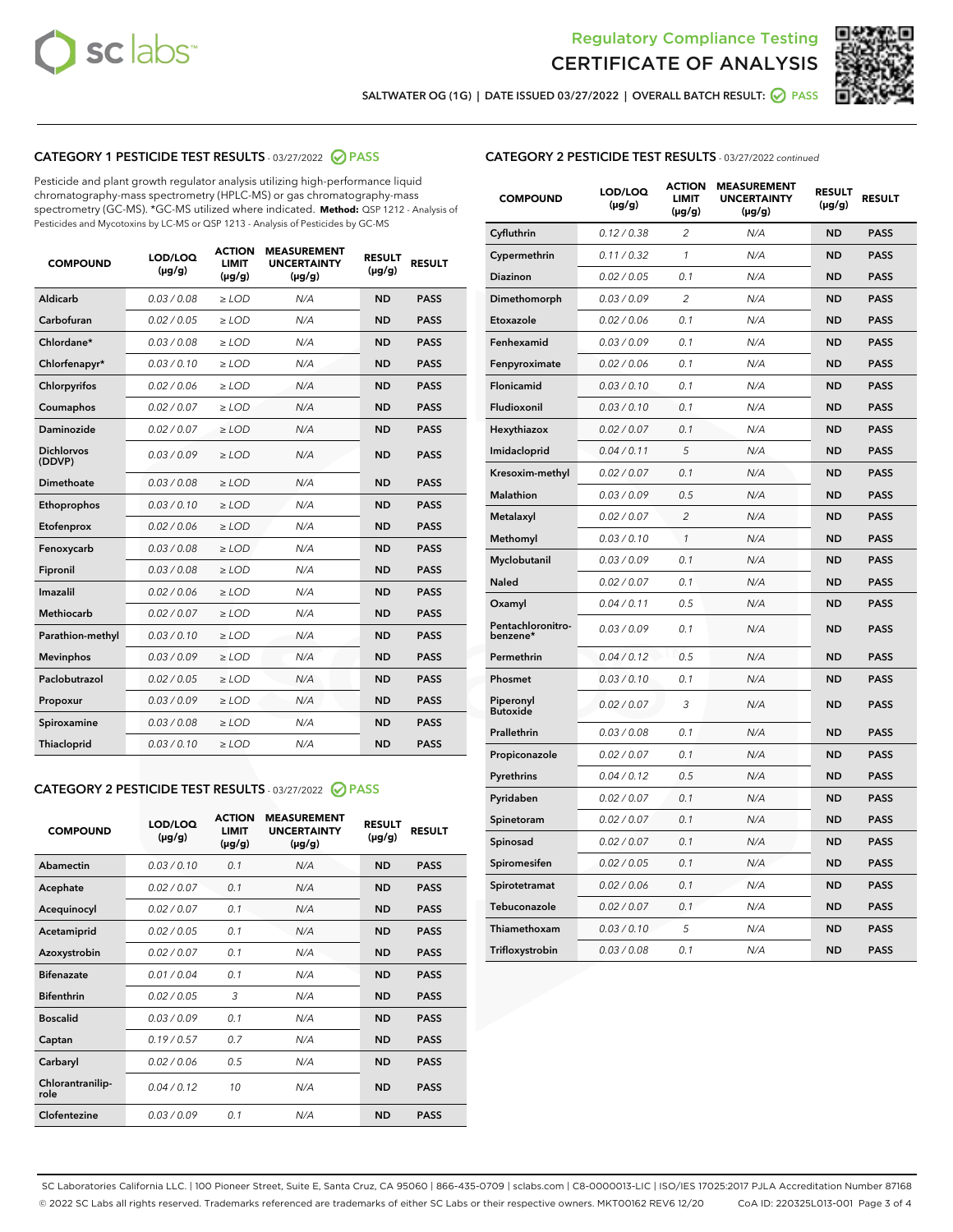Regulatory Compliance Testing
CERTIFICATE OF ANALYSIS

SALTWATER OG (1G) | DATE ISSUED 03/27/2022 | OVERALL BATCH RESULT: PASS

## CATEGORY 1 PESTICIDE TEST RESULTS - 03/27/2022 PASS

Pesticide and plant growth regulator analysis utilizing high-performance liquid chromatography-mass spectrometry (HPLC-MS) or gas chromatography-mass spectrometry (GC-MS). *GC-MS utilized where indicated. **Method:** QSP 1212 - Analysis of Pesticides and Mycotoxins by LC-MS or QSP 1213 - Analysis of Pesticides by GC-MS

| COMPOUND | LOD/LOQ (µg/g) | ACTION LIMIT (µg/g) | MEASUREMENT UNCERTAINTY (µg/g) | RESULT (µg/g) | RESULT |
|---|---|---|---|---|---|
| Aldicarb | 0.03 / 0.08 | ≥ LOD | N/A | ND | PASS |
| Carbofuran | 0.02 / 0.05 | ≥ LOD | N/A | ND | PASS |
| Chlordane* | 0.03 / 0.08 | ≥ LOD | N/A | ND | PASS |
| Chlorfenapyr* | 0.03 / 0.10 | ≥ LOD | N/A | ND | PASS |
| Chlorpyrifos | 0.02 / 0.06 | ≥ LOD | N/A | ND | PASS |
| Coumaphos | 0.02 / 0.07 | ≥ LOD | N/A | ND | PASS |
| Daminozide | 0.02 / 0.07 | ≥ LOD | N/A | ND | PASS |
| Dichlorvos (DDVP) | 0.03 / 0.09 | ≥ LOD | N/A | ND | PASS |
| Dimethoate | 0.03 / 0.08 | ≥ LOD | N/A | ND | PASS |
| Ethoprophos | 0.03 / 0.10 | ≥ LOD | N/A | ND | PASS |
| Etofenprox | 0.02 / 0.06 | ≥ LOD | N/A | ND | PASS |
| Fenoxycarb | 0.03 / 0.08 | ≥ LOD | N/A | ND | PASS |
| Fipronil | 0.03 / 0.08 | ≥ LOD | N/A | ND | PASS |
| Imazalil | 0.02 / 0.06 | ≥ LOD | N/A | ND | PASS |
| Methiocarb | 0.02 / 0.07 | ≥ LOD | N/A | ND | PASS |
| Parathion-methyl | 0.03 / 0.10 | ≥ LOD | N/A | ND | PASS |
| Mevinphos | 0.03 / 0.09 | ≥ LOD | N/A | ND | PASS |
| Paclobutrazol | 0.02 / 0.05 | ≥ LOD | N/A | ND | PASS |
| Propoxur | 0.03 / 0.09 | ≥ LOD | N/A | ND | PASS |
| Spiroxamine | 0.03 / 0.08 | ≥ LOD | N/A | ND | PASS |
| Thiacloprid | 0.03 / 0.10 | ≥ LOD | N/A | ND | PASS |

## CATEGORY 2 PESTICIDE TEST RESULTS - 03/27/2022 PASS

| COMPOUND | LOD/LOQ (µg/g) | ACTION LIMIT (µg/g) | MEASUREMENT UNCERTAINTY (µg/g) | RESULT (µg/g) | RESULT |
|---|---|---|---|---|---|
| Abamectin | 0.03 / 0.10 | 0.1 | N/A | ND | PASS |
| Acephate | 0.02 / 0.07 | 0.1 | N/A | ND | PASS |
| Acequinocyl | 0.02 / 0.07 | 0.1 | N/A | ND | PASS |
| Acetamiprid | 0.02 / 0.05 | 0.1 | N/A | ND | PASS |
| Azoxystrobin | 0.02 / 0.07 | 0.1 | N/A | ND | PASS |
| Bifenazate | 0.01 / 0.04 | 0.1 | N/A | ND | PASS |
| Bifenthrin | 0.02 / 0.05 | 3 | N/A | ND | PASS |
| Boscalid | 0.03 / 0.09 | 0.1 | N/A | ND | PASS |
| Captan | 0.19 / 0.57 | 0.7 | N/A | ND | PASS |
| Carbaryl | 0.02 / 0.06 | 0.5 | N/A | ND | PASS |
| Chlorantraniliprole | 0.04 / 0.12 | 10 | N/A | ND | PASS |
| Clofentezine | 0.03 / 0.09 | 0.1 | N/A | ND | PASS |
| Cyfluthrin | 0.12 / 0.38 | 2 | N/A | ND | PASS |
| Cypermethrin | 0.11 / 0.32 | 1 | N/A | ND | PASS |
| Diazinon | 0.02 / 0.05 | 0.1 | N/A | ND | PASS |
| Dimethomorph | 0.03 / 0.09 | 2 | N/A | ND | PASS |
| Etoxazole | 0.02 / 0.06 | 0.1 | N/A | ND | PASS |
| Fenhexamid | 0.03 / 0.09 | 0.1 | N/A | ND | PASS |
| Fenpyroximate | 0.02 / 0.06 | 0.1 | N/A | ND | PASS |
| Flonicamid | 0.03 / 0.10 | 0.1 | N/A | ND | PASS |
| Fludioxonil | 0.03 / 0.10 | 0.1 | N/A | ND | PASS |
| Hexythiazox | 0.02 / 0.07 | 0.1 | N/A | ND | PASS |
| Imidacloprid | 0.04 / 0.11 | 5 | N/A | ND | PASS |
| Kresoxim-methyl | 0.02 / 0.07 | 0.1 | N/A | ND | PASS |
| Malathion | 0.03 / 0.09 | 0.5 | N/A | ND | PASS |
| Metalaxyl | 0.02 / 0.07 | 2 | N/A | ND | PASS |
| Methomyl | 0.03 / 0.10 | 1 | N/A | ND | PASS |
| Myclobutanil | 0.03 / 0.09 | 0.1 | N/A | ND | PASS |
| Naled | 0.02 / 0.07 | 0.1 | N/A | ND | PASS |
| Oxamyl | 0.04 / 0.11 | 0.5 | N/A | ND | PASS |
| Pentachloronitrobenzene* | 0.03 / 0.09 | 0.1 | N/A | ND | PASS |
| Permethrin | 0.04 / 0.12 | 0.5 | N/A | ND | PASS |
| Phosmet | 0.03 / 0.10 | 0.1 | N/A | ND | PASS |
| Piperonyl Butoxide | 0.02 / 0.07 | 3 | N/A | ND | PASS |
| Prallethrin | 0.03 / 0.08 | 0.1 | N/A | ND | PASS |
| Propiconazole | 0.02 / 0.07 | 0.1 | N/A | ND | PASS |
| Pyrethrins | 0.04 / 0.12 | 0.5 | N/A | ND | PASS |
| Pyridaben | 0.02 / 0.07 | 0.1 | N/A | ND | PASS |
| Spinetoram | 0.02 / 0.07 | 0.1 | N/A | ND | PASS |
| Spinosad | 0.02 / 0.07 | 0.1 | N/A | ND | PASS |
| Spiromesifen | 0.02 / 0.05 | 0.1 | N/A | ND | PASS |
| Spirotetramat | 0.02 / 0.06 | 0.1 | N/A | ND | PASS |
| Tebuconazole | 0.02 / 0.07 | 0.1 | N/A | ND | PASS |
| Thiamethoxam | 0.03 / 0.10 | 5 | N/A | ND | PASS |
| Trifloxystrobin | 0.03 / 0.08 | 0.1 | N/A | ND | PASS |

SC Laboratories California LLC. | 100 Pioneer Street, Suite E, Santa Cruz, CA 95060 | 866-435-0709 | sclabs.com | C8-0000013-LIC | ISO/IES 17025:2017 PJLA Accreditation Number 87168
© 2022 SC Labs all rights reserved. Trademarks referenced are trademarks of either SC Labs or their respective owners. MKT00162 REV6 12/20 CoA ID: 220325L013-001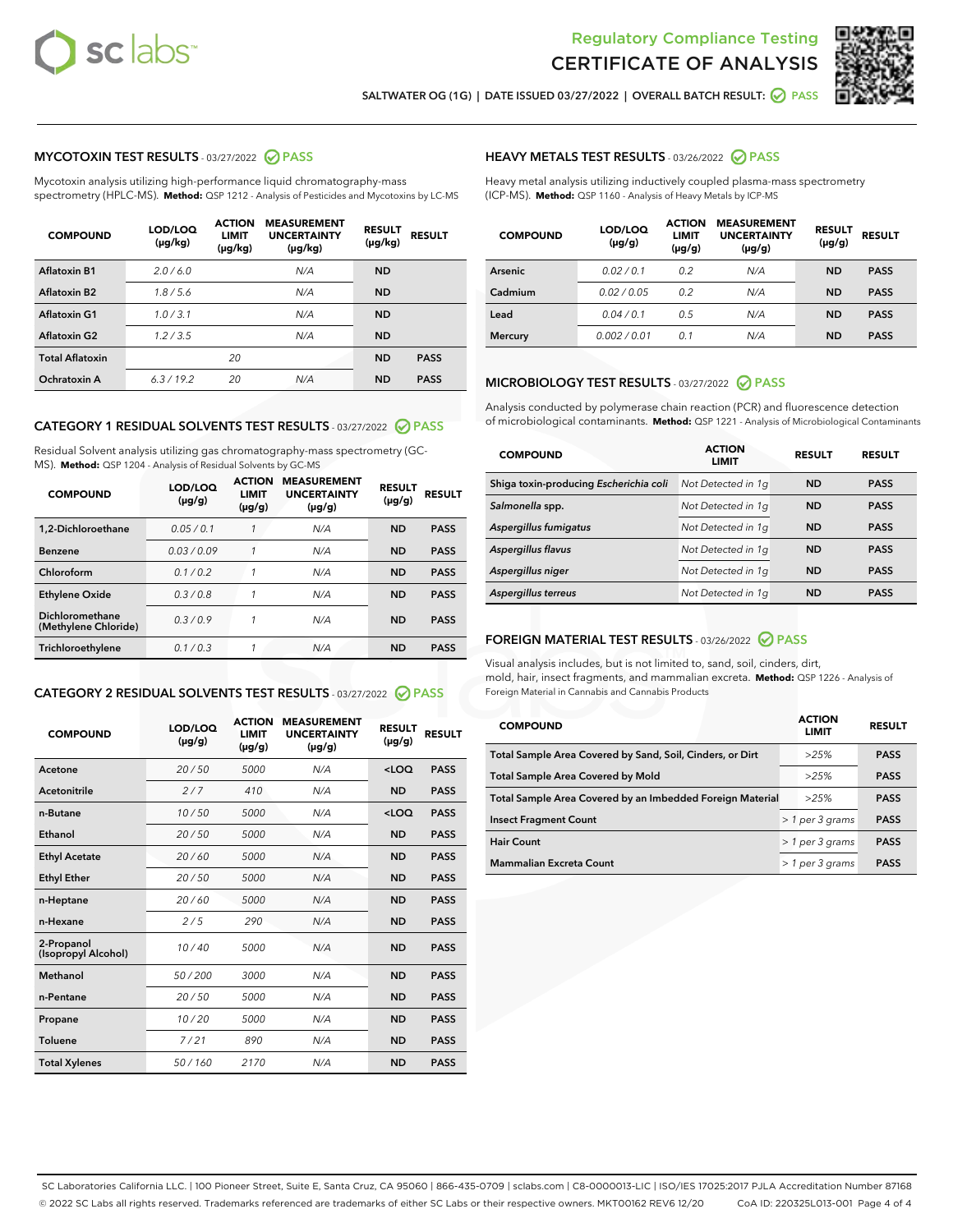Regulatory Compliance Testing

# CERTIFICATE OF ANALYSIS

SALTWATER OG (1G) | DATE ISSUED 03/27/2022 | OVERALL BATCH RESULT: PASS

## MYCOTOXIN TEST RESULTS - 03/27/2022 PASS

Mycotoxin analysis utilizing high-performance liquid chromatography-mass spectrometry (HPLC-MS). **Method:** QSP 1212 - Analysis of Pesticides and Mycotoxins by LC-MS

| COMPOUND | LOD/LOQ (µg/kg) | ACTION LIMIT (µg/kg) | MEASUREMENT UNCERTAINTY (µg/kg) | RESULT (µg/kg) | RESULT |
|---|---|---|---|---|---|
| Aflatoxin B1 | 2.0 / 6.0 | | N/A | ND | |
| Aflatoxin B2 | 1.8 / 5.6 | | N/A | ND | |
| Aflatoxin G1 | 1.0 / 3.1 | | N/A | ND | |
| Aflatoxin G2 | 1.2 / 3.5 | | N/A | ND | |
| Total Aflatoxin | | 20 | | ND | PASS |
| Ochratoxin A | 6.3 / 19.2 | 20 | N/A | ND | PASS |

## CATEGORY 1 RESIDUAL SOLVENTS TEST RESULTS - 03/27/2022 PASS

Residual Solvent analysis utilizing gas chromatography-mass spectrometry (GC-MS). **Method:** QSP 1204 - Analysis of Residual Solvents by GC-MS

| COMPOUND | LOD/LOQ (µg/g) | ACTION LIMIT (µg/g) | MEASUREMENT UNCERTAINTY (µg/g) | RESULT (µg/g) | RESULT |
|---|---|---|---|---|---|
| 1,2-Dichloroethane | 0.05 / 0.1 | 1 | N/A | ND | PASS |
| Benzene | 0.03 / 0.09 | 1 | N/A | ND | PASS |
| Chloroform | 0.1 / 0.2 | 1 | N/A | ND | PASS |
| Ethylene Oxide | 0.3 / 0.8 | 1 | N/A | ND | PASS |
| Dichloromethane (Methylene Chloride) | 0.3 / 0.9 | 1 | N/A | ND | PASS |
| Trichloroethylene | 0.1 / 0.3 | 1 | N/A | ND | PASS |

## CATEGORY 2 RESIDUAL SOLVENTS TEST RESULTS - 03/27/2022 PASS

| COMPOUND | LOD/LOQ (µg/g) | ACTION LIMIT (µg/g) | MEASUREMENT UNCERTAINTY (µg/g) | RESULT (µg/g) | RESULT |
|---|---|---|---|---|---|
| Acetone | 20 / 50 | 5000 | N/A | <LOQ | PASS |
| Acetonitrile | 2 / 7 | 410 | N/A | ND | PASS |
| n-Butane | 10 / 50 | 5000 | N/A | <LOQ | PASS |
| Ethanol | 20 / 50 | 5000 | N/A | ND | PASS |
| Ethyl Acetate | 20 / 60 | 5000 | N/A | ND | PASS |
| Ethyl Ether | 20 / 50 | 5000 | N/A | ND | PASS |
| n-Heptane | 20 / 60 | 5000 | N/A | ND | PASS |
| n-Hexane | 2 / 5 | 290 | N/A | ND | PASS |
| 2-Propanol (Isopropyl Alcohol) | 10 / 40 | 5000 | N/A | ND | PASS |
| Methanol | 50 / 200 | 3000 | N/A | ND | PASS |
| n-Pentane | 20 / 50 | 5000 | N/A | ND | PASS |
| Propane | 10 / 20 | 5000 | N/A | ND | PASS |
| Toluene | 7 / 21 | 890 | N/A | ND | PASS |
| Total Xylenes | 50 / 160 | 2170 | N/A | ND | PASS |

## HEAVY METALS TEST RESULTS - 03/26/2022 PASS

Heavy metal analysis utilizing inductively coupled plasma-mass spectrometry (ICP-MS). **Method:** QSP 1160 - Analysis of Heavy Metals by ICP-MS

| COMPOUND | LOD/LOQ (µg/g) | ACTION LIMIT (µg/g) | MEASUREMENT UNCERTAINTY (µg/g) | RESULT (µg/g) | RESULT |
|---|---|---|---|---|---|
| Arsenic | 0.02 / 0.1 | 0.2 | N/A | ND | PASS |
| Cadmium | 0.02 / 0.05 | 0.2 | N/A | ND | PASS |
| Lead | 0.04 / 0.1 | 0.5 | N/A | ND | PASS |
| Mercury | 0.002 / 0.01 | 0.1 | N/A | ND | PASS |

## MICROBIOLOGY TEST RESULTS - 03/27/2022 PASS

Analysis conducted by polymerase chain reaction (PCR) and fluorescence detection of microbiological contaminants. **Method:** QSP 1221 - Analysis of Microbiological Contaminants

| COMPOUND | ACTION LIMIT | RESULT | RESULT |
|---|---|---|---|
| Shiga toxin-producing *Escherichia coli* | Not Detected in 1g | ND | PASS |
| *Salmonella* spp. | Not Detected in 1g | ND | PASS |
| *Aspergillus fumigatus* | Not Detected in 1g | ND | PASS |
| *Aspergillus flavus* | Not Detected in 1g | ND | PASS |
| *Aspergillus niger* | Not Detected in 1g | ND | PASS |
| *Aspergillus terreus* | Not Detected in 1g | ND | PASS |

## FOREIGN MATERIAL TEST RESULTS - 03/26/2022 PASS

Visual analysis includes, but is not limited to, sand, soil, cinders, dirt, mold, hair, insect fragments, and mammalian excreta. **Method:** QSP 1226 - Analysis of Foreign Material in Cannabis and Cannabis Products

| COMPOUND | ACTION LIMIT | RESULT |
|---|---|---|
| Total Sample Area Covered by Sand, Soil, Cinders, or Dirt | >25% | PASS |
| Total Sample Area Covered by Mold | >25% | PASS |
| Total Sample Area Covered by an Imbedded Foreign Material | >25% | PASS |
| Insect Fragment Count | > 1 per 3 grams | PASS |
| Hair Count | > 1 per 3 grams | PASS |
| Mammalian Excreta Count | > 1 per 3 grams | PASS |

SC Laboratories California LLC. | 100 Pioneer Street, Suite E, Santa Cruz, CA 95060 | 866-435-0709 | sclabs.com | C8-0000013-LIC | ISO/IES 17025:2017 PJLA Accreditation Number 87168
© 2022 SC Labs all rights reserved. Trademarks referenced are trademarks of either SC Labs or their respective owners. MKT00162 REV6 12/20 CoA ID: 220325L013-001